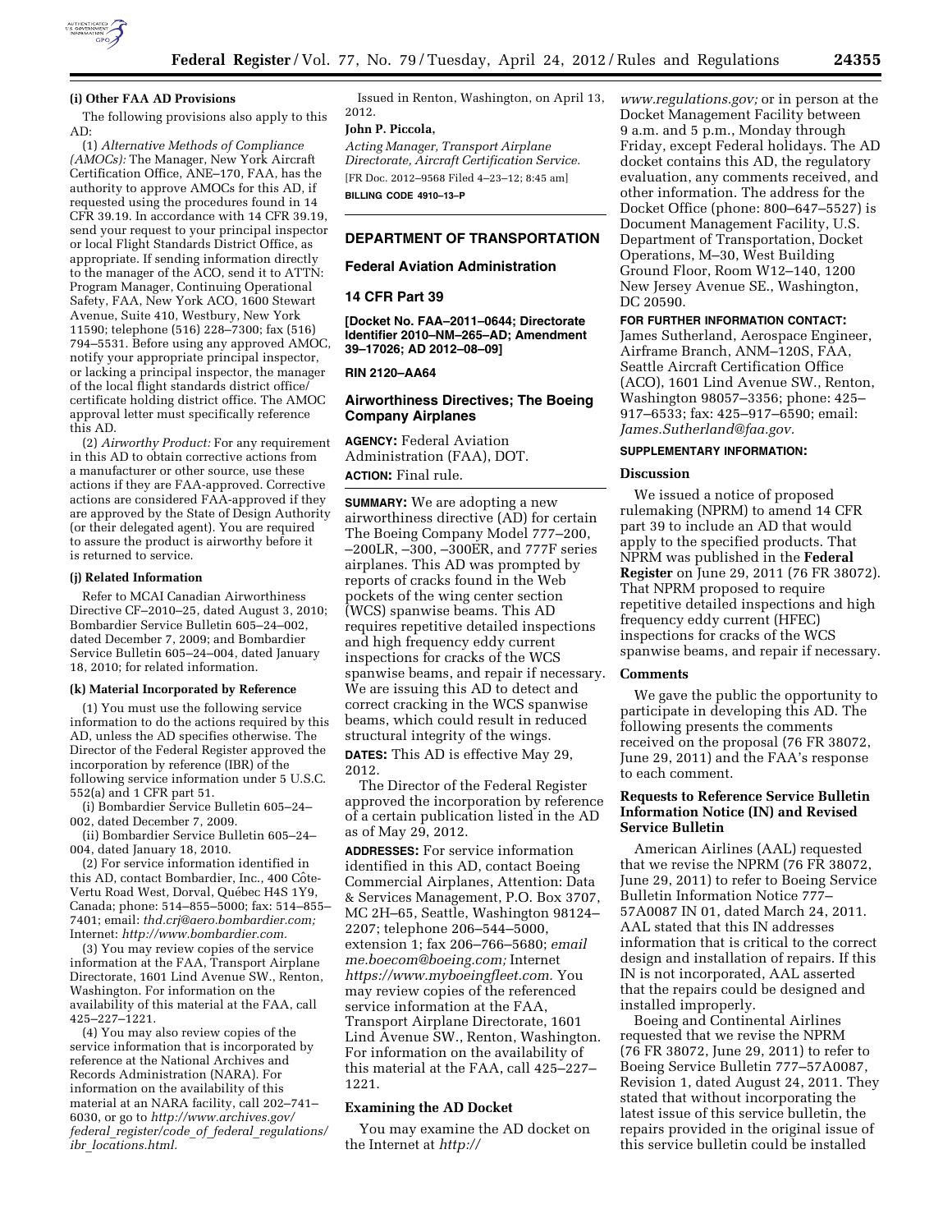**(i) Other FAA AD Provisions**

The following provisions also apply to this AD:

(1) *Alternative Methods of Compliance (AMOCs):* The Manager, New York Aircraft Certification Office, ANE–170, FAA, has the authority to approve AMOCs for this AD, if requested using the procedures found in 14 CFR 39.19. In accordance with 14 CFR 39.19, send your request to your principal inspector or local Flight Standards District Office, as appropriate. If sending information directly to the manager of the ACO, send it to ATTN: Program Manager, Continuing Operational Safety, FAA, New York ACO, 1600 Stewart Avenue, Suite 410, Westbury, New York 11590; telephone (516) 228–7300; fax (516) 794–5531. Before using any approved AMOC, notify your appropriate principal inspector, or lacking a principal inspector, the manager of the local flight standards district office/certificate holding district office. The AMOC approval letter must specifically reference this AD.

(2) *Airworthy Product:* For any requirement in this AD to obtain corrective actions from a manufacturer or other source, use these actions if they are FAA-approved. Corrective actions are considered FAA-approved if they are approved by the State of Design Authority (or their delegated agent). You are required to assure the product is airworthy before it is returned to service.

**(j) Related Information**

Refer to MCAI Canadian Airworthiness Directive CF–2010–25, dated August 3, 2010; Bombardier Service Bulletin 605–24–002, dated December 7, 2009; and Bombardier Service Bulletin 605–24–004, dated January 18, 2010; for related information.

**(k) Material Incorporated by Reference**

(1) You must use the following service information to do the actions required by this AD, unless the AD specifies otherwise. The Director of the Federal Register approved the incorporation by reference (IBR) of the following service information under 5 U.S.C. 552(a) and 1 CFR part 51.

(i) Bombardier Service Bulletin 605–24–002, dated December 7, 2009.

(ii) Bombardier Service Bulletin 605–24–004, dated January 18, 2010.

(2) For service information identified in this AD, contact Bombardier, Inc., 400 Côte-Vertu Road West, Dorval, Québec H4S 1Y9, Canada; phone: 514–855–5000; fax: 514–855–7401; email: *thd.crj@aero.bombardier.com;* Internet: *http://www.bombardier.com.*

(3) You may review copies of the service information at the FAA, Transport Airplane Directorate, 1601 Lind Avenue SW., Renton, Washington. For information on the availability of this material at the FAA, call 425–227–1221.

(4) You may also review copies of the service information that is incorporated by reference at the National Archives and Records Administration (NARA). For information on the availability of this material at an NARA facility, call 202–741–6030, or go to *http://www.archives.gov/federal_register/code_of_federal_regulations/ibr_locations.html.*

Issued in Renton, Washington, on April 13, 2012.

**John P. Piccola,**

*Acting Manager, Transport Airplane Directorate, Aircraft Certification Service.*

[FR Doc. 2012–9568 Filed 4–23–12; 8:45 am]

**BILLING CODE 4910–13–P**

---

## DEPARTMENT OF TRANSPORTATION

### Federal Aviation Administration

### 14 CFR Part 39

**[Docket No. FAA–2011–0644; Directorate Identifier 2010–NM–265–AD; Amendment 39–17026; AD 2012–08–09]**

**RIN 2120–AA64**

### Airworthiness Directives; The Boeing Company Airplanes

**AGENCY:** Federal Aviation Administration (FAA), DOT.

**ACTION:** Final rule.

**SUMMARY:** We are adopting a new airworthiness directive (AD) for certain The Boeing Company Model 777–200, –200LR, –300, –300ER, and 777F series airplanes. This AD was prompted by reports of cracks found in the Web pockets of the wing center section (WCS) spanwise beams. This AD requires repetitive detailed inspections and high frequency eddy current inspections for cracks of the WCS spanwise beams, and repair if necessary. We are issuing this AD to detect and correct cracking in the WCS spanwise beams, which could result in reduced structural integrity of the wings.

**DATES:** This AD is effective May 29, 2012.

The Director of the Federal Register approved the incorporation by reference of a certain publication listed in the AD as of May 29, 2012.

**ADDRESSES:** For service information identified in this AD, contact Boeing Commercial Airplanes, Attention: Data & Services Management, P.O. Box 3707, MC 2H–65, Seattle, Washington 98124–2207; telephone 206–544–5000, extension 1; fax 206–766–5680; *email me.boecom@boeing.com;* Internet *https://www.myboeingfleet.com.* You may review copies of the referenced service information at the FAA, Transport Airplane Directorate, 1601 Lind Avenue SW., Renton, Washington. For information on the availability of this material at the FAA, call 425–227–1221.

**Examining the AD Docket**

You may examine the AD docket on the Internet at *http://www.regulations.gov;* or in person at the Docket Management Facility between 9 a.m. and 5 p.m., Monday through Friday, except Federal holidays. The AD docket contains this AD, the regulatory evaluation, any comments received, and other information. The address for the Docket Office (phone: 800–647–5527) is Document Management Facility, U.S. Department of Transportation, Docket Operations, M–30, West Building Ground Floor, Room W12–140, 1200 New Jersey Avenue SE., Washington, DC 20590.

**FOR FURTHER INFORMATION CONTACT:** James Sutherland, Aerospace Engineer, Airframe Branch, ANM–120S, FAA, Seattle Aircraft Certification Office (ACO), 1601 Lind Avenue SW., Renton, Washington 98057–3356; phone: 425–917–6533; fax: 425–917–6590; email: *James.Sutherland@faa.gov.*

**SUPPLEMENTARY INFORMATION:**

**Discussion**

We issued a notice of proposed rulemaking (NPRM) to amend 14 CFR part 39 to include an AD that would apply to the specified products. That NPRM was published in the **Federal Register** on June 29, 2011 (76 FR 38072). That NPRM proposed to require repetitive detailed inspections and high frequency eddy current (HFEC) inspections for cracks of the WCS spanwise beams, and repair if necessary.

**Comments**

We gave the public the opportunity to participate in developing this AD. The following presents the comments received on the proposal (76 FR 38072, June 29, 2011) and the FAA's response to each comment.

**Requests to Reference Service Bulletin Information Notice (IN) and Revised Service Bulletin**

American Airlines (AAL) requested that we revise the NPRM (76 FR 38072, June 29, 2011) to refer to Boeing Service Bulletin Information Notice 777–57A0087 IN 01, dated March 24, 2011. AAL stated that this IN addresses information that is critical to the correct design and installation of repairs. If this IN is not incorporated, AAL asserted that the repairs could be designed and installed improperly.

Boeing and Continental Airlines requested that we revise the NPRM (76 FR 38072, June 29, 2011) to refer to Boeing Service Bulletin 777–57A0087, Revision 1, dated August 24, 2011. They stated that without incorporating the latest issue of this service bulletin, the repairs provided in the original issue of this service bulletin could be installed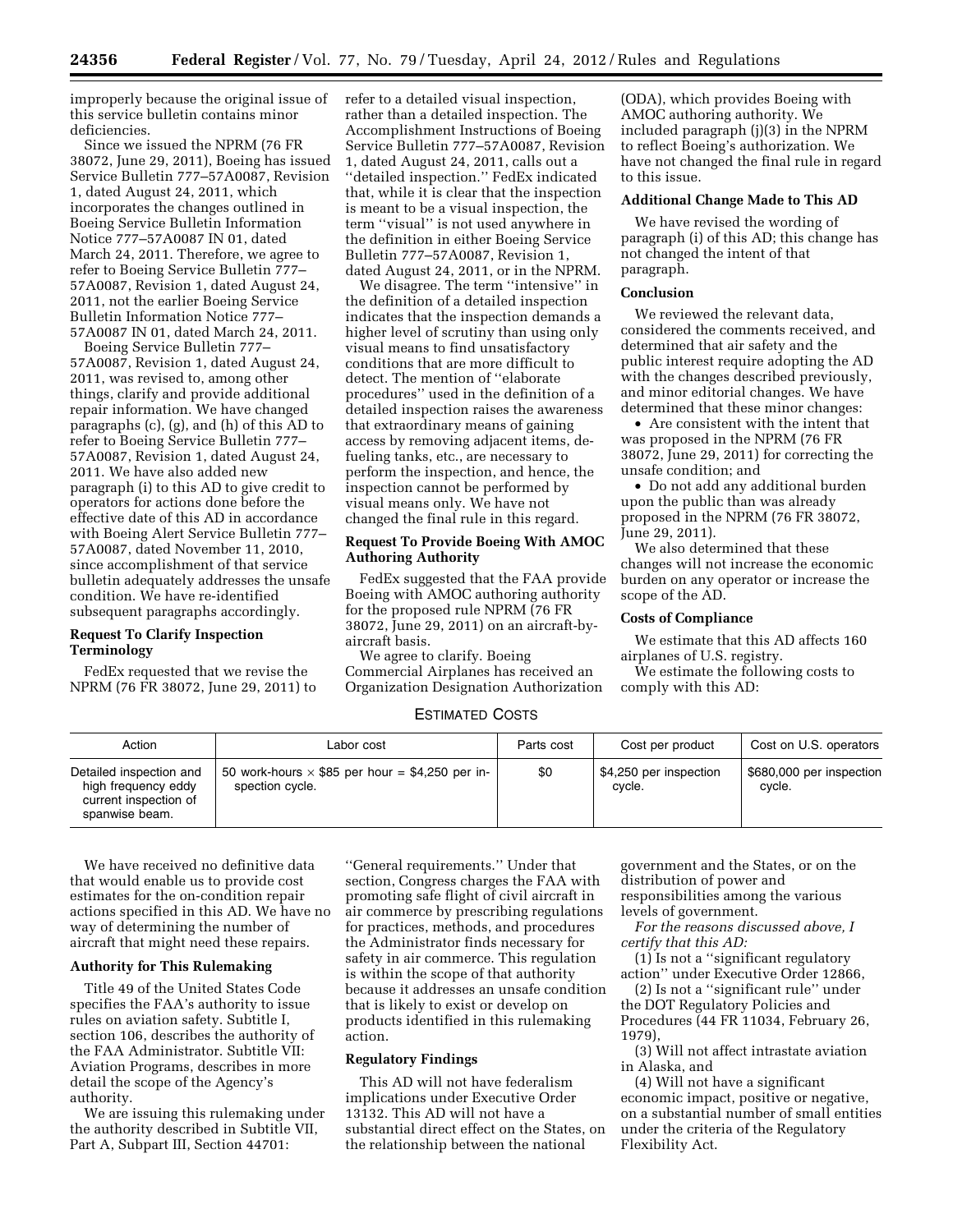improperly because the original issue of this service bulletin contains minor deficiencies.

Since we issued the NPRM (76 FR 38072, June 29, 2011), Boeing has issued Service Bulletin 777–57A0087, Revision 1, dated August 24, 2011, which incorporates the changes outlined in Boeing Service Bulletin Information Notice 777–57A0087 IN 01, dated March 24, 2011. Therefore, we agree to refer to Boeing Service Bulletin 777–57A0087, Revision 1, dated August 24, 2011, not the earlier Boeing Service Bulletin Information Notice 777–57A0087 IN 01, dated March 24, 2011.

Boeing Service Bulletin 777–57A0087, Revision 1, dated August 24, 2011, was revised to, among other things, clarify and provide additional repair information. We have changed paragraphs (c), (g), and (h) of this AD to refer to Boeing Service Bulletin 777–57A0087, Revision 1, dated August 24, 2011. We have also added new paragraph (i) to this AD to give credit to operators for actions done before the effective date of this AD in accordance with Boeing Alert Service Bulletin 777–57A0087, dated November 11, 2010, since accomplishment of that service bulletin adequately addresses the unsafe condition. We have re-identified subsequent paragraphs accordingly.

**Request To Clarify Inspection Terminology**

FedEx requested that we revise the NPRM (76 FR 38072, June 29, 2011) to refer to a detailed visual inspection, rather than a detailed inspection. The Accomplishment Instructions of Boeing Service Bulletin 777–57A0087, Revision 1, dated August 24, 2011, calls out a "detailed inspection." FedEx indicated that, while it is clear that the inspection is meant to be a visual inspection, the term "visual" is not used anywhere in the definition in either Boeing Service Bulletin 777–57A0087, Revision 1, dated August 24, 2011, or in the NPRM.

We disagree. The term "intensive" in the definition of a detailed inspection indicates that the inspection demands a higher level of scrutiny than using only visual means to find unsatisfactory conditions that are more difficult to detect. The mention of "elaborate procedures" used in the definition of a detailed inspection raises the awareness that extraordinary means of gaining access by removing adjacent items, de-fueling tanks, etc., are necessary to perform the inspection, and hence, the inspection cannot be performed by visual means only. We have not changed the final rule in this regard.

**Request To Provide Boeing With AMOC Authoring Authority**

FedEx suggested that the FAA provide Boeing with AMOC authoring authority for the proposed rule NPRM (76 FR 38072, June 29, 2011) on an aircraft-by-aircraft basis.

We agree to clarify. Boeing Commercial Airplanes has received an Organization Designation Authorization (ODA), which provides Boeing with AMOC authoring authority. We included paragraph (j)(3) in the NPRM to reflect Boeing's authorization. We have not changed the final rule in regard to this issue.

**Additional Change Made to This AD**

We have revised the wording of paragraph (i) of this AD; this change has not changed the intent of that paragraph.

**Conclusion**

We reviewed the relevant data, considered the comments received, and determined that air safety and the public interest require adopting the AD with the changes described previously, and minor editorial changes. We have determined that these minor changes:

- Are consistent with the intent that was proposed in the NPRM (76 FR 38072, June 29, 2011) for correcting the unsafe condition; and
- Do not add any additional burden upon the public than was already proposed in the NPRM (76 FR 38072, June 29, 2011).

We also determined that these changes will not increase the economic burden on any operator or increase the scope of the AD.

**Costs of Compliance**

We estimate that this AD affects 160 airplanes of U.S. registry.

We estimate the following costs to comply with this AD:

ESTIMATED COSTS

| Action | Labor cost | Parts cost | Cost per product | Cost on U.S. operators |
|---|---|---|---|---|
| Detailed inspection and high frequency eddy current inspection of spanwise beam. | 50 work-hours × $85 per hour = $4,250 per inspection cycle. | $0 | $4,250 per inspection cycle. | $680,000 per inspection cycle. |

We have received no definitive data that would enable us to provide cost estimates for the on-condition repair actions specified in this AD. We have no way of determining the number of aircraft that might need these repairs.

**Authority for This Rulemaking**

Title 49 of the United States Code specifies the FAA's authority to issue rules on aviation safety. Subtitle I, section 106, describes the authority of the FAA Administrator. Subtitle VII: Aviation Programs, describes in more detail the scope of the Agency's authority.

We are issuing this rulemaking under the authority described in Subtitle VII, Part A, Subpart III, Section 44701: "General requirements." Under that section, Congress charges the FAA with promoting safe flight of civil aircraft in air commerce by prescribing regulations for practices, methods, and procedures the Administrator finds necessary for safety in air commerce. This regulation is within the scope of that authority because it addresses an unsafe condition that is likely to exist or develop on products identified in this rulemaking action.

**Regulatory Findings**

This AD will not have federalism implications under Executive Order 13132. This AD will not have a substantial direct effect on the States, on the relationship between the national government and the States, or on the distribution of power and responsibilities among the various levels of government.

*For the reasons discussed above, I certify that this AD:*

(1) Is not a "significant regulatory action" under Executive Order 12866,

(2) Is not a "significant rule" under the DOT Regulatory Policies and Procedures (44 FR 11034, February 26, 1979),

(3) Will not affect intrastate aviation in Alaska, and

(4) Will not have a significant economic impact, positive or negative, on a substantial number of small entities under the criteria of the Regulatory Flexibility Act.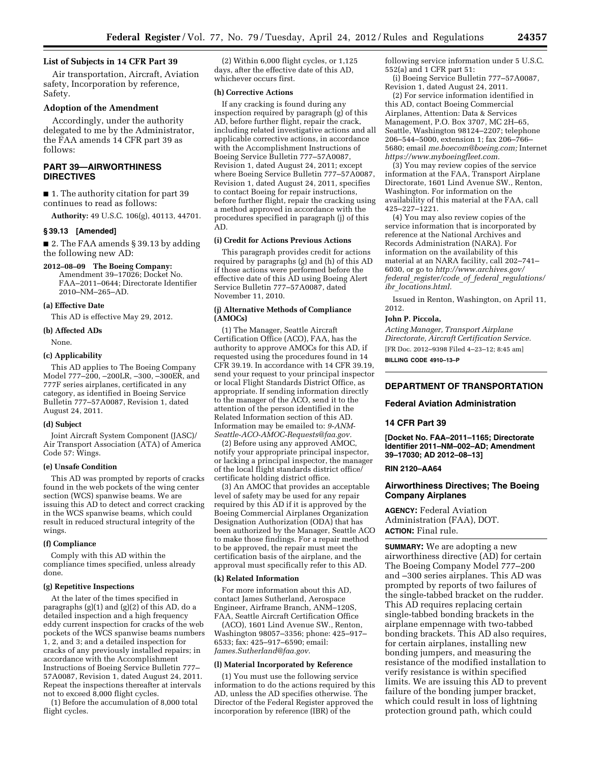### List of Subjects in 14 CFR Part 39

Air transportation, Aircraft, Aviation safety, Incorporation by reference, Safety.

### Adoption of the Amendment

Accordingly, under the authority delegated to me by the Administrator, the FAA amends 14 CFR part 39 as follows:

## PART 39—AIRWORTHINESS DIRECTIVES

■ 1. The authority citation for part 39 continues to read as follows:

**Authority:** 49 U.S.C. 106(g), 40113, 44701.

### § 39.13 [Amended]

■ 2. The FAA amends § 39.13 by adding the following new AD:

**2012–08–09 The Boeing Company:** Amendment 39–17026; Docket No. FAA–2011–0644; Directorate Identifier 2010–NM–265–AD.

**(a) Effective Date**

This AD is effective May 29, 2012.

**(b) Affected ADs**

None.

**(c) Applicability**

This AD applies to The Boeing Company Model 777–200, –200LR, –300, –300ER, and 777F series airplanes, certificated in any category, as identified in Boeing Service Bulletin 777–57A0087, Revision 1, dated August 24, 2011.

**(d) Subject**

Joint Aircraft System Component (JASC)/Air Transport Association (ATA) of America Code 57: Wings.

**(e) Unsafe Condition**

This AD was prompted by reports of cracks found in the web pockets of the wing center section (WCS) spanwise beams. We are issuing this AD to detect and correct cracking in the WCS spanwise beams, which could result in reduced structural integrity of the wings.

**(f) Compliance**

Comply with this AD within the compliance times specified, unless already done.

**(g) Repetitive Inspections**

At the later of the times specified in paragraphs (g)(1) and (g)(2) of this AD, do a detailed inspection and a high frequency eddy current inspection for cracks of the web pockets of the WCS spanwise beams numbers 1, 2, and 3; and a detailed inspection for cracks of any previously installed repairs; in accordance with the Accomplishment Instructions of Boeing Service Bulletin 777–57A0087, Revision 1, dated August 24, 2011. Repeat the inspections thereafter at intervals not to exceed 8,000 flight cycles.

(1) Before the accumulation of 8,000 total flight cycles.

(2) Within 6,000 flight cycles, or 1,125 days, after the effective date of this AD, whichever occurs first.

**(h) Corrective Actions**

If any cracking is found during any inspection required by paragraph (g) of this AD, before further flight, repair the crack, including related investigative actions and all applicable corrective actions, in accordance with the Accomplishment Instructions of Boeing Service Bulletin 777–57A0087, Revision 1, dated August 24, 2011; except where Boeing Service Bulletin 777–57A0087, Revision 1, dated August 24, 2011, specifies to contact Boeing for repair instructions, before further flight, repair the cracking using a method approved in accordance with the procedures specified in paragraph (j) of this AD.

**(i) Credit for Actions Previous Actions**

This paragraph provides credit for actions required by paragraphs (g) and (h) of this AD if those actions were performed before the effective date of this AD using Boeing Alert Service Bulletin 777–57A0087, dated November 11, 2010.

**(j) Alternative Methods of Compliance (AMOCs)**

(1) The Manager, Seattle Aircraft Certification Office (ACO), FAA, has the authority to approve AMOCs for this AD, if requested using the procedures found in 14 CFR 39.19. In accordance with 14 CFR 39.19, send your request to your principal inspector or local Flight Standards District Office, as appropriate. If sending information directly to the manager of the ACO, send it to the attention of the person identified in the Related Information section of this AD. Information may be emailed to: *9-ANM-Seattle-ACO-AMOC-Requests@faa.gov.*

(2) Before using any approved AMOC, notify your appropriate principal inspector, or lacking a principal inspector, the manager of the local flight standards district office/certificate holding district office.

(3) An AMOC that provides an acceptable level of safety may be used for any repair required by this AD if it is approved by the Boeing Commercial Airplanes Organization Designation Authorization (ODA) that has been authorized by the Manager, Seattle ACO to make those findings. For a repair method to be approved, the repair must meet the certification basis of the airplane, and the approval must specifically refer to this AD.

**(k) Related Information**

For more information about this AD, contact James Sutherland, Aerospace Engineer, Airframe Branch, ANM–120S, FAA, Seattle Aircraft Certification Office (ACO), 1601 Lind Avenue SW., Renton, Washington 98057–3356; phone: 425–917–6533; fax: 425–917–6590; email: *James.Sutherland@faa.gov.*

**(l) Material Incorporated by Reference**

(1) You must use the following service information to do the actions required by this AD, unless the AD specifies otherwise. The Director of the Federal Register approved the incorporation by reference (IBR) of the following service information under 5 U.S.C. 552(a) and 1 CFR part 51:

(i) Boeing Service Bulletin 777–57A0087, Revision 1, dated August 24, 2011.

(2) For service information identified in this AD, contact Boeing Commercial Airplanes, Attention: Data & Services Management, P.O. Box 3707, MC 2H–65, Seattle, Washington 98124–2207; telephone 206–544–5000, extension 1; fax 206–766–5680; email *me.boecom@boeing.com;* Internet *https://www.myboeingfleet.com.*

(3) You may review copies of the service information at the FAA, Transport Airplane Directorate, 1601 Lind Avenue SW., Renton, Washington. For information on the availability of this material at the FAA, call 425–227–1221.

(4) You may also review copies of the service information that is incorporated by reference at the National Archives and Records Administration (NARA). For information on the availability of this material at an NARA facility, call 202–741–6030, or go to *http://www.archives.gov/federal_register/code_of_federal_regulations/ibr_locations.html.*

Issued in Renton, Washington, on April 11, 2012.

**John P. Piccola,**

*Acting Manager, Transport Airplane Directorate, Aircraft Certification Service.*

[FR Doc. 2012–9398 Filed 4–23–12; 8:45 am]

**BILLING CODE 4910–13–P**

---

## DEPARTMENT OF TRANSPORTATION

## Federal Aviation Administration

## 14 CFR Part 39

**[Docket No. FAA–2011–1165; Directorate Identifier 2011–NM–002–AD; Amendment 39–17030; AD 2012–08–13]**

**RIN 2120–AA64**

## Airworthiness Directives; The Boeing Company Airplanes

**AGENCY:** Federal Aviation Administration (FAA), DOT.

**ACTION:** Final rule.

**SUMMARY:** We are adopting a new airworthiness directive (AD) for certain The Boeing Company Model 777–200 and –300 series airplanes. This AD was prompted by reports of two failures of the single-tabbed bracket on the rudder. This AD requires replacing certain single-tabbed bonding brackets in the airplane empennage with two-tabbed bonding brackets. This AD also requires, for certain airplanes, installing new bonding jumpers, and measuring the resistance of the modified installation to verify resistance is within specified limits. We are issuing this AD to prevent failure of the bonding jumper bracket, which could result in loss of lightning protection ground path, which could